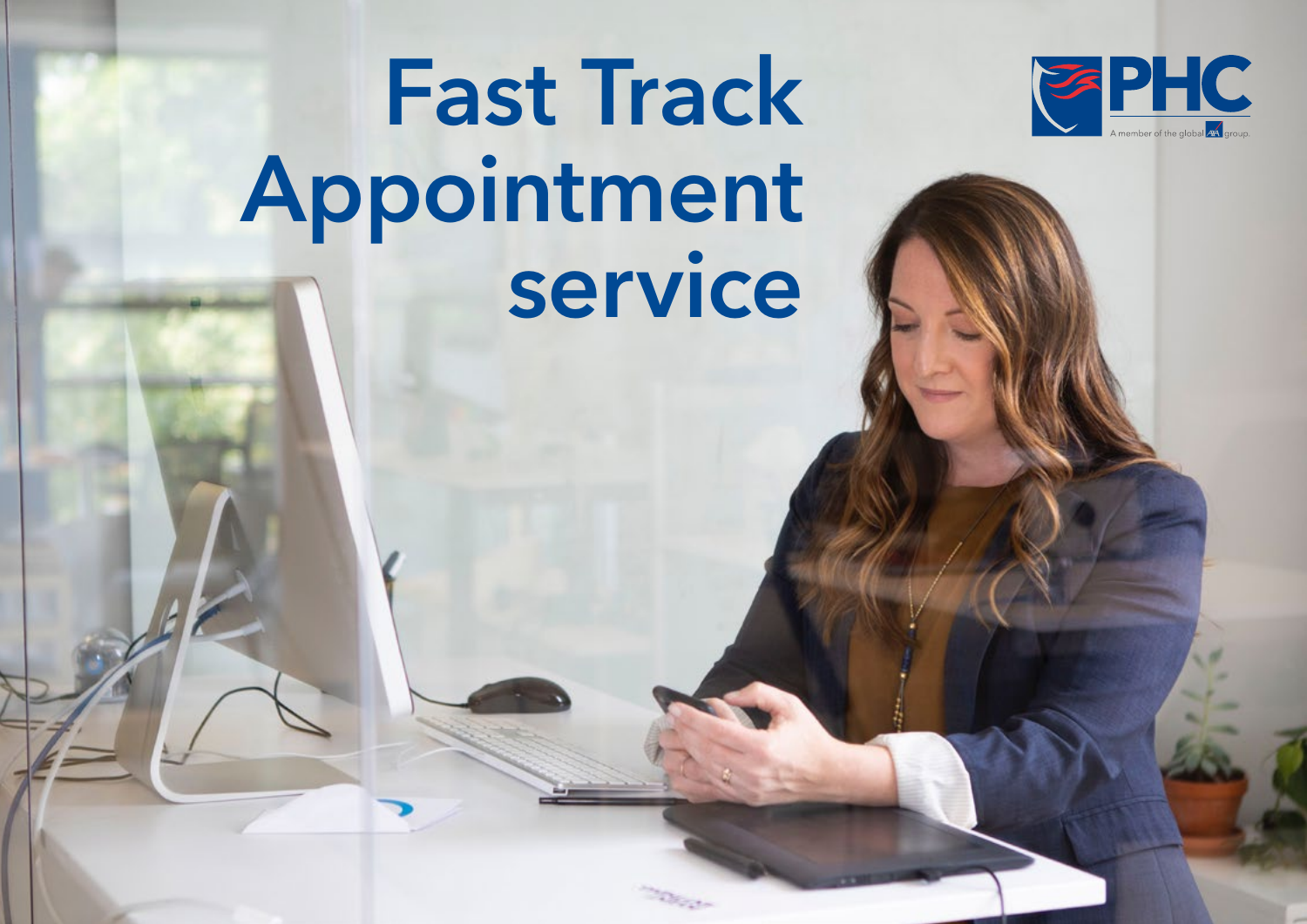# Fast Track Appointment service

PHC

A member of the global AXA group.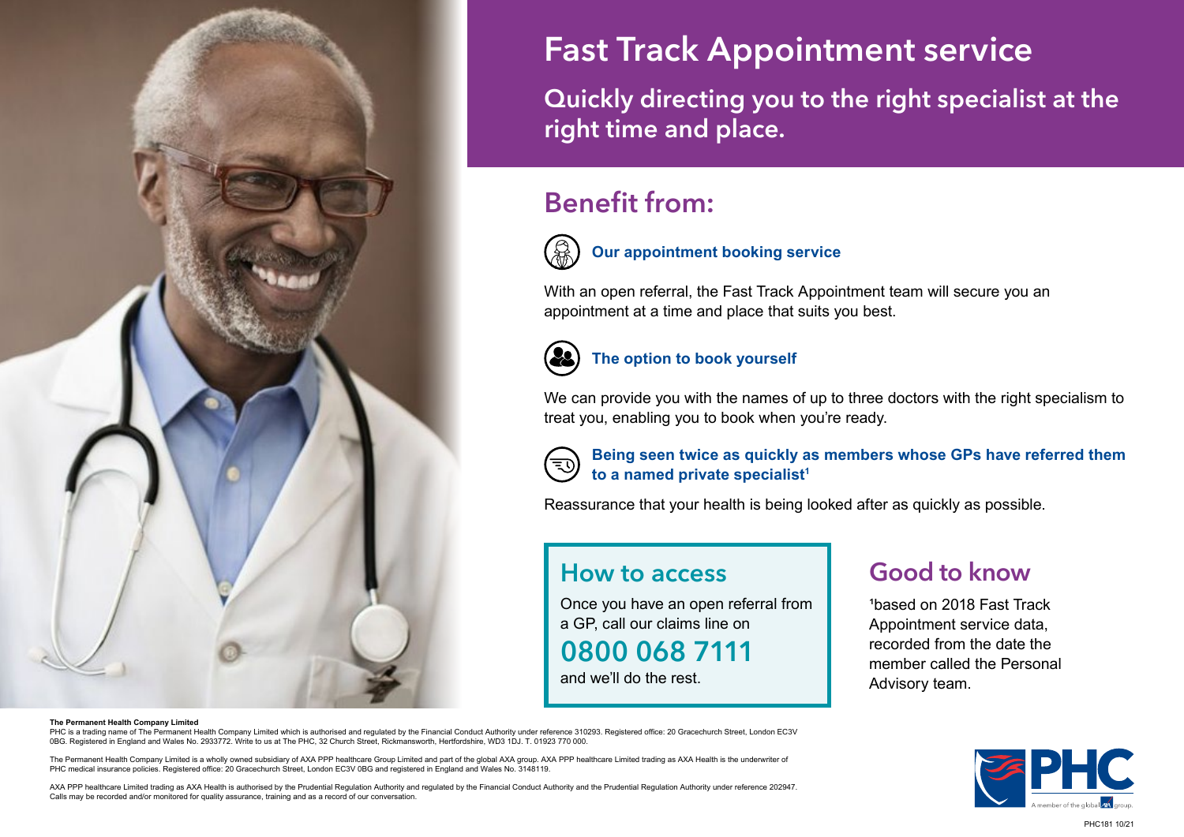# Fast Track Appointment service

## Quickly directing you to the right specialist at the right time and place.

## Benefit from:

**Our appointment booking service**

With an open referral, the Fast Track Appointment team will secure you an appointment at a time and place that suits you best.

**The option to book yourself**

We can provide you with the names of up to three doctors with the right specialism to treat you, enabling you to book when you're ready.

**Being seen twice as quickly as members whose GPs have referred them to a named private specialist[1]**

Reassurance that your health is being looked after as quickly as possible.

## How to access

Once you have an open referral from a GP, call our claims line on

**0800 068 7111**

and we'll do the rest.

## Good to know

[1]based on 2018 Fast Track Appointment service data, recorded from the date the member called the Personal Advisory team.

**The Permanent Health Company Limited**

PHC is a trading name of The Permanent Health Company Limited which is authorised and regulated by the Financial Conduct Authority under reference 310293. Registered office: 20 Gracechurch Street, London EC3V 0BG. Registered in England and Wales No. 2933772. Write to us at The PHC, 32 Church Street, Rickmansworth, Hertfordshire, WD3 1DJ. T. 01923 770 000.

The Permanent Health Company Limited is a wholly owned subsidiary of AXA PPP healthcare Group Limited and part of the global AXA group. AXA PPP healthcare Limited trading as AXA Health is the underwriter of PHC medical insurance policies. Registered office: 20 Gracechurch Street, London EC3V 0BG and registered in England and Wales No. 3148119.

AXA PPP healthcare Limited trading as AXA Health is authorised by the Prudential Regulation Authority and regulated by the Financial Conduct Authority and the Prudential Regulation Authority under reference 202947. Calls may be recorded and/or monitored for quality assurance, training and as a record of our conversation.

PHC

A member of the global AXA group.

PHC181 10/21